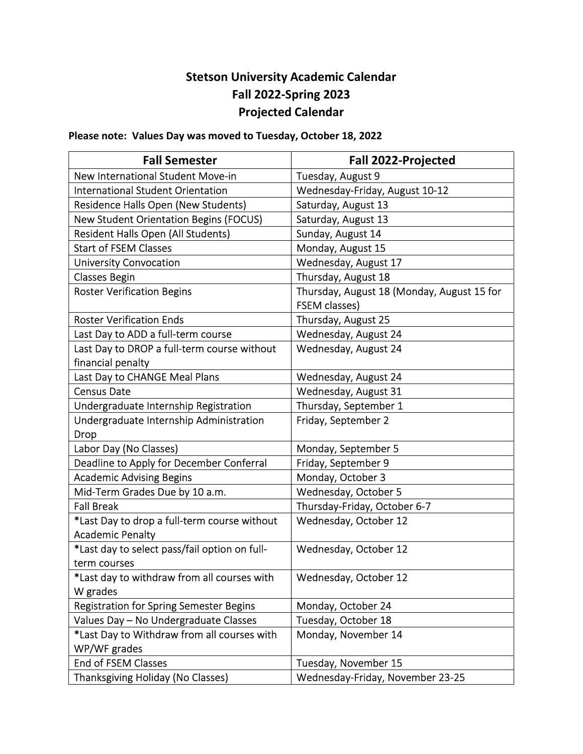# Stetson University Academic Calendar
# Fall 2022-Spring 2023
# Projected Calendar

**Please note: Values Day was moved to Tuesday, October 18, 2022**

| Fall Semester | Fall 2022-Projected |
|---|---|
| New International Student Move-in | Tuesday, August 9 |
| International Student Orientation | Wednesday-Friday, August 10-12 |
| Residence Halls Open (New Students) | Saturday, August 13 |
| New Student Orientation Begins (FOCUS) | Saturday, August 13 |
| Resident Halls Open (All Students) | Sunday, August 14 |
| Start of FSEM Classes | Monday, August 15 |
| University Convocation | Wednesday, August 17 |
| Classes Begin | Thursday, August 18 |
| Roster Verification Begins | Thursday, August 18 (Monday, August 15 for FSEM classes) |
| Roster Verification Ends | Thursday, August 25 |
| Last Day to ADD a full-term course | Wednesday, August 24 |
| Last Day to DROP a full-term course without financial penalty | Wednesday, August 24 |
| Last Day to CHANGE Meal Plans | Wednesday, August 24 |
| Census Date | Wednesday, August 31 |
| Undergraduate Internship Registration | Thursday, September 1 |
| Undergraduate Internship Administration Drop | Friday, September 2 |
| Labor Day (No Classes) | Monday, September 5 |
| Deadline to Apply for December Conferral | Friday, September 9 |
| Academic Advising Begins | Monday, October 3 |
| Mid-Term Grades Due by 10 a.m. | Wednesday, October 5 |
| Fall Break | Thursday-Friday, October 6-7 |
| *Last Day to drop a full-term course without Academic Penalty | Wednesday, October 12 |
| *Last day to select pass/fail option on full-term courses | Wednesday, October 12 |
| *Last day to withdraw from all courses with W grades | Wednesday, October 12 |
| Registration for Spring Semester Begins | Monday, October 24 |
| Values Day – No Undergraduate Classes | Tuesday, October 18 |
| *Last Day to Withdraw from all courses with WP/WF grades | Monday, November 14 |
| End of FSEM Classes | Tuesday, November 15 |
| Thanksgiving Holiday (No Classes) | Wednesday-Friday, November 23-25 |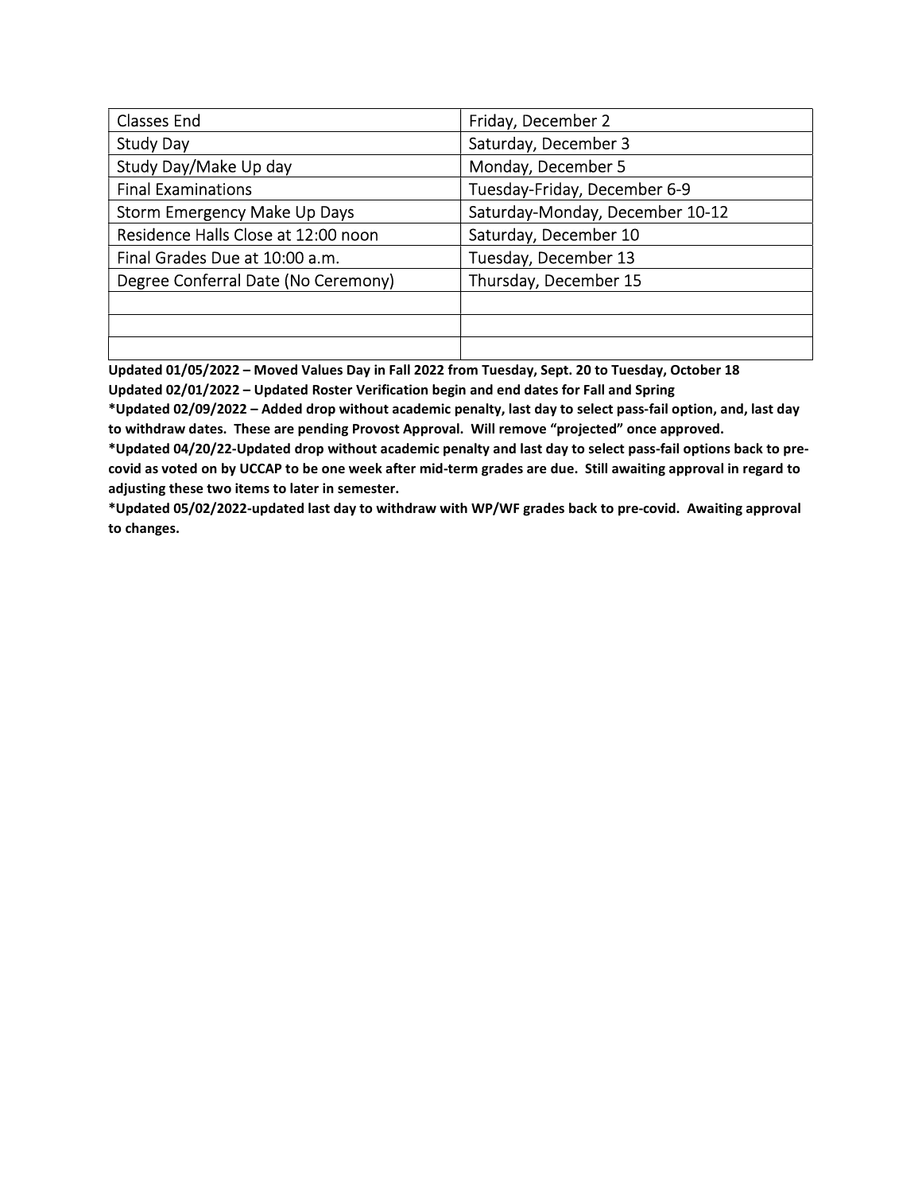| Classes End | Friday, December 2 |
|---|---|
| Study Day | Saturday, December 3 |
| Study Day/Make Up day | Monday, December 5 |
| Final Examinations | Tuesday-Friday, December 6-9 |
| Storm Emergency Make Up Days | Saturday-Monday, December 10-12 |
| Residence Halls Close at 12:00 noon | Saturday, December 10 |
| Final Grades Due at 10:00 a.m. | Tuesday, December 13 |
| Degree Conferral Date (No Ceremony) | Thursday, December 15 |
| | |
| | |
| | |

**Updated 01/05/2022 – Moved Values Day in Fall 2022 from Tuesday, Sept. 20 to Tuesday, October 18**

**Updated 02/01/2022 – Updated Roster Verification begin and end dates for Fall and Spring**

**\*Updated 02/09/2022 – Added drop without academic penalty, last day to select pass-fail option, and, last day to withdraw dates. These are pending Provost Approval. Will remove "projected" once approved.**

**\*Updated 04/20/22-Updated drop without academic penalty and last day to select pass-fail options back to pre-covid as voted on by UCCAP to be one week after mid-term grades are due. Still awaiting approval in regard to adjusting these two items to later in semester.**

**\*Updated 05/02/2022-updated last day to withdraw with WP/WF grades back to pre-covid. Awaiting approval to changes.**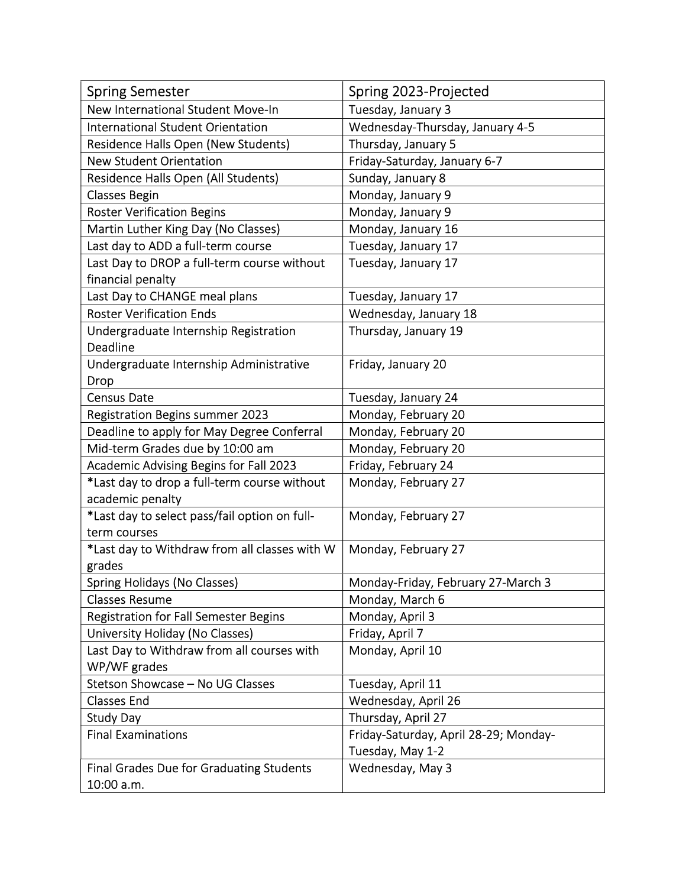| Spring Semester | Spring 2023-Projected |
|---|---|
| New International Student Move-In | Tuesday, January 3 |
| International Student Orientation | Wednesday-Thursday, January 4-5 |
| Residence Halls Open (New Students) | Thursday, January 5 |
| New Student Orientation | Friday-Saturday, January 6-7 |
| Residence Halls Open (All Students) | Sunday, January 8 |
| Classes Begin | Monday, January 9 |
| Roster Verification Begins | Monday, January 9 |
| Martin Luther King Day (No Classes) | Monday, January 16 |
| Last day to ADD a full-term course | Tuesday, January 17 |
| Last Day to DROP a full-term course without financial penalty | Tuesday, January 17 |
| Last Day to CHANGE meal plans | Tuesday, January 17 |
| Roster Verification Ends | Wednesday, January 18 |
| Undergraduate Internship Registration Deadline | Thursday, January 19 |
| Undergraduate Internship Administrative Drop | Friday, January 20 |
| Census Date | Tuesday, January 24 |
| Registration Begins summer 2023 | Monday, February 20 |
| Deadline to apply for May Degree Conferral | Monday, February 20 |
| Mid-term Grades due by 10:00 am | Monday, February 20 |
| Academic Advising Begins for Fall 2023 | Friday, February 24 |
| *Last day to drop a full-term course without academic penalty | Monday, February 27 |
| *Last day to select pass/fail option on full-term courses | Monday, February 27 |
| *Last day to Withdraw from all classes with W grades | Monday, February 27 |
| Spring Holidays (No Classes) | Monday-Friday, February 27-March 3 |
| Classes Resume | Monday, March 6 |
| Registration for Fall Semester Begins | Monday, April 3 |
| University Holiday (No Classes) | Friday, April 7 |
| Last Day to Withdraw from all courses with WP/WF grades | Monday, April 10 |
| Stetson Showcase – No UG Classes | Tuesday, April 11 |
| Classes End | Wednesday, April 26 |
| Study Day | Thursday, April 27 |
| Final Examinations | Friday-Saturday, April 28-29; Monday-Tuesday, May 1-2 |
| Final Grades Due for Graduating Students 10:00 a.m. | Wednesday, May 3 |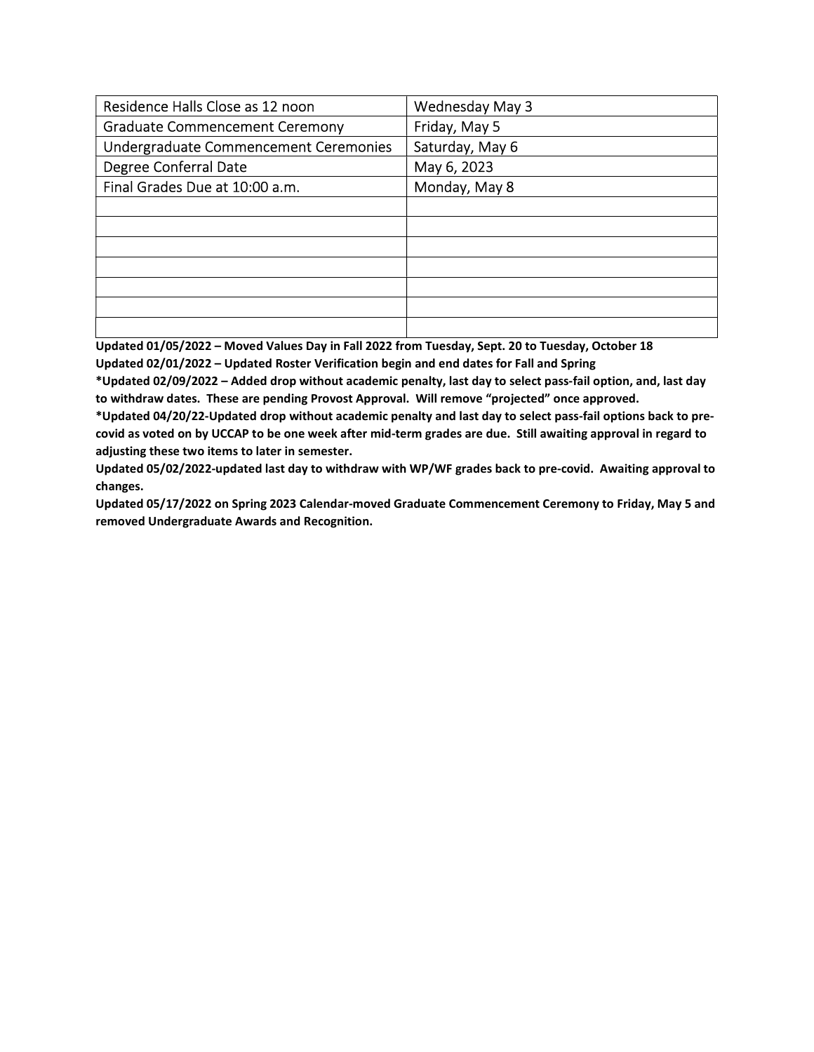| | |
|---|---|
| Residence Halls Close as 12 noon | Wednesday May 3 |
| Graduate Commencement Ceremony | Friday, May 5 |
| Undergraduate Commencement Ceremonies | Saturday, May 6 |
| Degree Conferral Date | May 6, 2023 |
| Final Grades Due at 10:00 a.m. | Monday, May 8 |
| | |
| | |
| | |
| | |
| | |
| | |
| | |

**Updated 01/05/2022 – Moved Values Day in Fall 2022 from Tuesday, Sept. 20 to Tuesday, October 18**

**Updated 02/01/2022 – Updated Roster Verification begin and end dates for Fall and Spring**

**\*Updated 02/09/2022 – Added drop without academic penalty, last day to select pass-fail option, and, last day to withdraw dates. These are pending Provost Approval. Will remove "projected" once approved.**

**\*Updated 04/20/22-Updated drop without academic penalty and last day to select pass-fail options back to pre-covid as voted on by UCCAP to be one week after mid-term grades are due. Still awaiting approval in regard to adjusting these two items to later in semester.**

**Updated 05/02/2022-updated last day to withdraw with WP/WF grades back to pre-covid. Awaiting approval to changes.**

**Updated 05/17/2022 on Spring 2023 Calendar-moved Graduate Commencement Ceremony to Friday, May 5 and removed Undergraduate Awards and Recognition.**